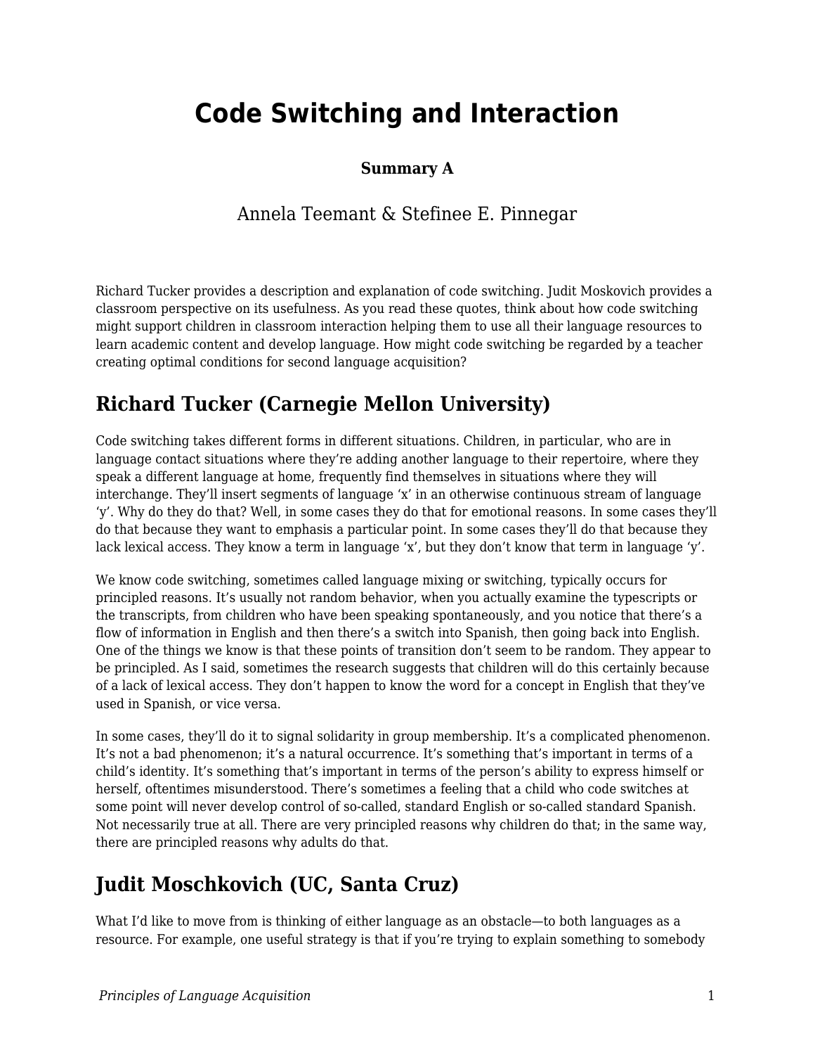# Code Switching and Interaction

**Summary A**

Annela Teemant & Stefinee E. Pinnegar

Richard Tucker provides a description and explanation of code switching. Judit Moskovich provides a classroom perspective on its usefulness. As you read these quotes, think about how code switching might support children in classroom interaction helping them to use all their language resources to learn academic content and develop language. How might code switching be regarded by a teacher creating optimal conditions for second language acquisition?

## Richard Tucker (Carnegie Mellon University)

Code switching takes different forms in different situations. Children, in particular, who are in language contact situations where they're adding another language to their repertoire, where they speak a different language at home, frequently find themselves in situations where they will interchange. They'll insert segments of language 'x' in an otherwise continuous stream of language 'y'. Why do they do that? Well, in some cases they do that for emotional reasons. In some cases they'll do that because they want to emphasis a particular point. In some cases they'll do that because they lack lexical access. They know a term in language 'x', but they don't know that term in language 'y'.

We know code switching, sometimes called language mixing or switching, typically occurs for principled reasons. It's usually not random behavior, when you actually examine the typescripts or the transcripts, from children who have been speaking spontaneously, and you notice that there's a flow of information in English and then there's a switch into Spanish, then going back into English. One of the things we know is that these points of transition don't seem to be random. They appear to be principled. As I said, sometimes the research suggests that children will do this certainly because of a lack of lexical access. They don't happen to know the word for a concept in English that they've used in Spanish, or vice versa.

In some cases, they'll do it to signal solidarity in group membership. It's a complicated phenomenon. It's not a bad phenomenon; it's a natural occurrence. It's something that's important in terms of a child's identity. It's something that's important in terms of the person's ability to express himself or herself, oftentimes misunderstood. There's sometimes a feeling that a child who code switches at some point will never develop control of so-called, standard English or so-called standard Spanish. Not necessarily true at all. There are very principled reasons why children do that; in the same way, there are principled reasons why adults do that.

## Judit Moschkovich (UC, Santa Cruz)

What I'd like to move from is thinking of either language as an obstacle—to both languages as a resource. For example, one useful strategy is that if you're trying to explain something to somebody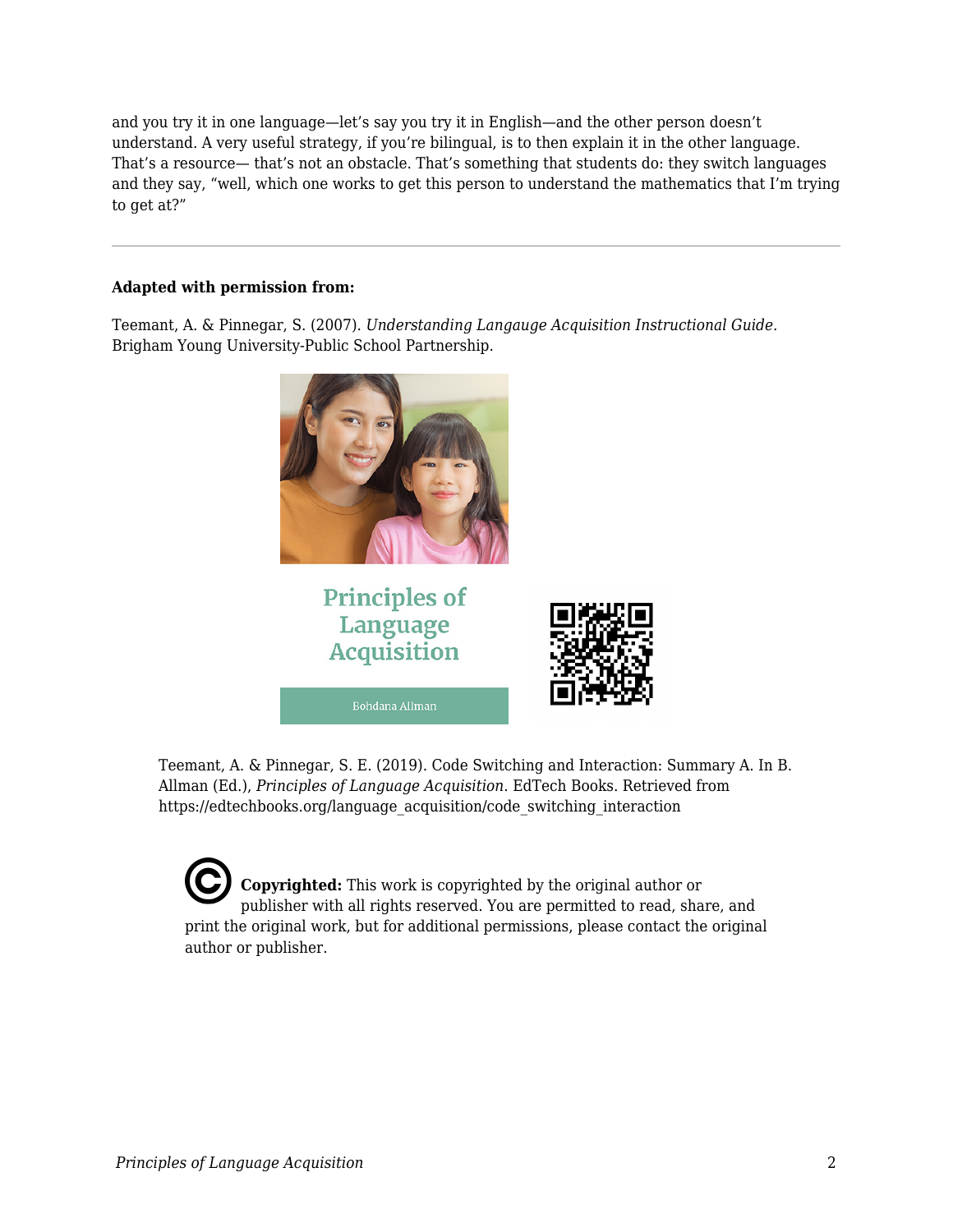and you try it in one language—let's say you try it in English—and the other person doesn't understand. A very useful strategy, if you're bilingual, is to then explain it in the other language. That's a resource— that's not an obstacle. That's something that students do: they switch languages and they say, "well, which one works to get this person to understand the mathematics that I'm trying to get at?"

---

**Adapted with permission from:**

Teemant, A. & Pinnegar, S. (2007). *Understanding Langauge Acquisition Instructional Guide*. Brigham Young University-Public School Partnership.

Teemant, A. & Pinnegar, S. E. (2019). Code Switching and Interaction: Summary A. In B. Allman (Ed.), *Principles of Language Acquisition*. EdTech Books. Retrieved from https://edtechbooks.org/language_acquisition/code_switching_interaction

**Copyrighted:** This work is copyrighted by the original author or publisher with all rights reserved. You are permitted to read, share, and print the original work, but for additional permissions, please contact the original author or publisher.